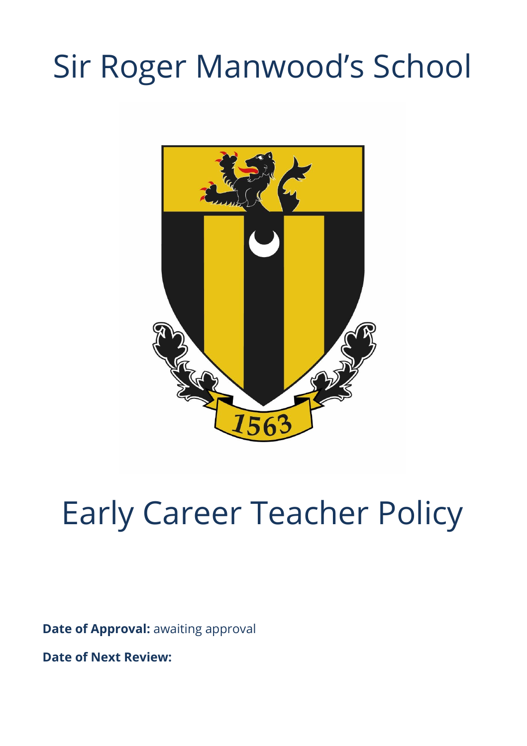# Sir Roger Manwood's School

1563

# Early Career Teacher Policy

**Date of Approval:** awaiting approval

**Date of Next Review:**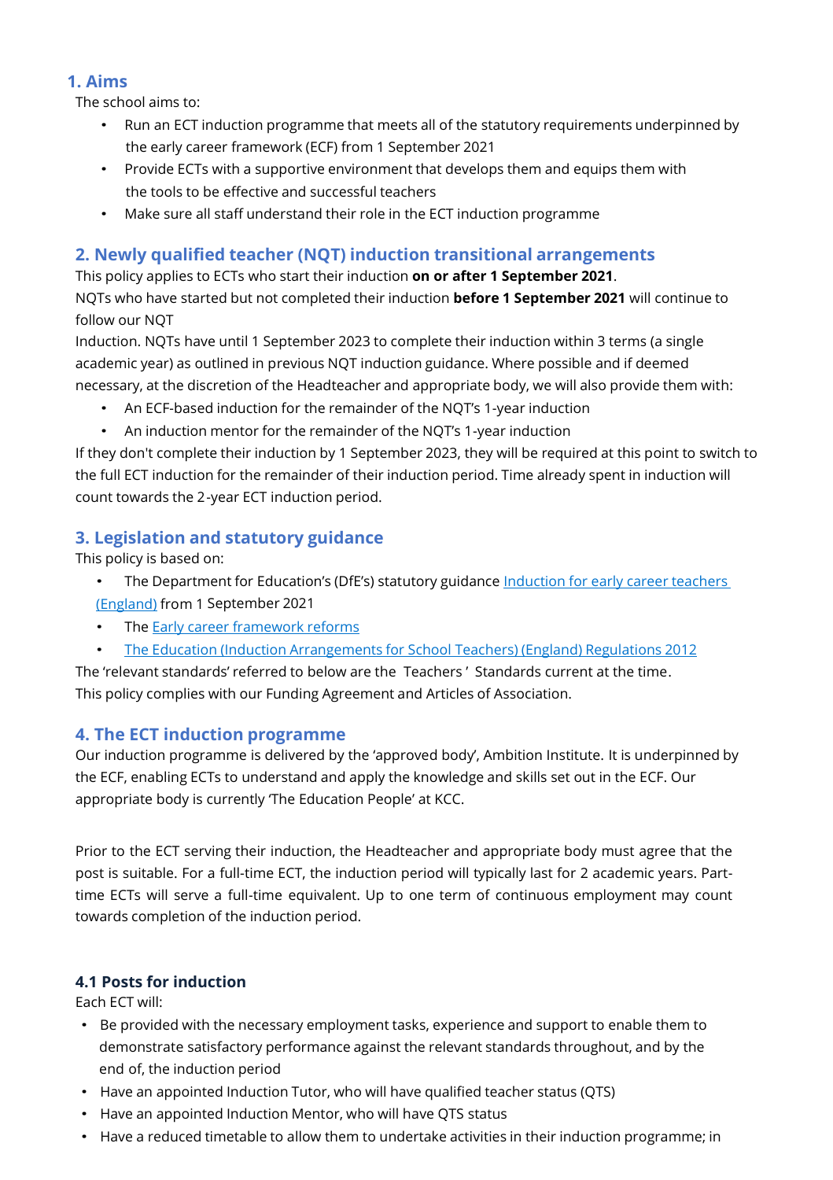## 1. Aims

The school aims to:

- Run an ECT induction programme that meets all of the statutory requirements underpinned by the early career framework (ECF) from 1 September 2021
- Provide ECTs with a supportive environment that develops them and equips them with the tools to be effective and successful teachers
- Make sure all staff understand their role in the ECT induction programme

## 2. Newly qualified teacher (NQT) induction transitional arrangements

This policy applies to ECTs who start their induction **on or after 1 September 2021**.

NQTs who have started but not completed their induction **before 1 September 2021** will continue to follow our NQT

Induction. NQTs have until 1 September 2023 to complete their induction within 3 terms (a single academic year) as outlined in previous NQT induction guidance. Where possible and if deemed necessary, at the discretion of the Headteacher and appropriate body, we will also provide them with:

- An ECF-based induction for the remainder of the NQT's 1-year induction
- An induction mentor for the remainder of the NQT's 1-year induction

If they don't complete their induction by 1 September 2023, they will be required at this point to switch to the full ECT induction for the remainder of their induction period. Time already spent in induction will count towards the 2-year ECT induction period.

## 3. Legislation and statutory guidance

This policy is based on:

- The Department for Education's (DfE's) statutory guidance [Induction for early career teachers (England)]() from 1 September 2021
- The [Early career framework reforms]()
- [The Education (Induction Arrangements for School Teachers) (England) Regulations 2012]()

The 'relevant standards' referred to below are the Teachers' Standards current at the time.

This policy complies with our Funding Agreement and Articles of Association.

## 4. The ECT induction programme

Our induction programme is delivered by the 'approved body', Ambition Institute. It is underpinned by the ECF, enabling ECTs to understand and apply the knowledge and skills set out in the ECF. Our appropriate body is currently 'The Education People' at KCC.

Prior to the ECT serving their induction, the Headteacher and appropriate body must agree that the post is suitable. For a full-time ECT, the induction period will typically last for 2 academic years. Part-time ECTs will serve a full-time equivalent. Up to one term of continuous employment may count towards completion of the induction period.

### 4.1 Posts for induction

Each ECT will:

- Be provided with the necessary employment tasks, experience and support to enable them to demonstrate satisfactory performance against the relevant standards throughout, and by the end of, the induction period
- Have an appointed Induction Tutor, who will have qualified teacher status (QTS)
- Have an appointed Induction Mentor, who will have QTS status
- Have a reduced timetable to allow them to undertake activities in their induction programme; in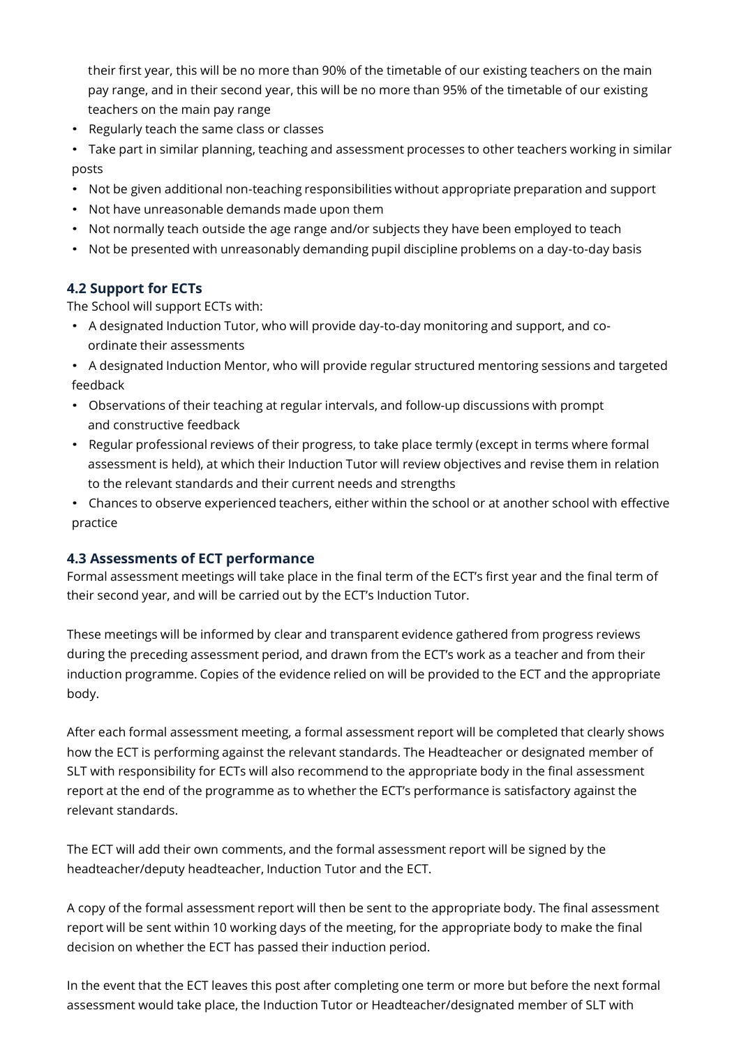their first year, this will be no more than 90% of the timetable of our existing teachers on the main pay range, and in their second year, this will be no more than 95% of the timetable of our existing teachers on the main pay range

- Regularly teach the same class or classes
- Take part in similar planning, teaching and assessment processes to other teachers working in similar posts
- Not be given additional non-teaching responsibilities without appropriate preparation and support
- Not have unreasonable demands made upon them
- Not normally teach outside the age range and/or subjects they have been employed to teach
- Not be presented with unreasonably demanding pupil discipline problems on a day-to-day basis

### 4.2 Support for ECTs

The School will support ECTs with:

- A designated Induction Tutor, who will provide day-to-day monitoring and support, and co-ordinate their assessments
- A designated Induction Mentor, who will provide regular structured mentoring sessions and targeted feedback
- Observations of their teaching at regular intervals, and follow-up discussions with prompt and constructive feedback
- Regular professional reviews of their progress, to take place termly (except in terms where formal assessment is held), at which their Induction Tutor will review objectives and revise them in relation to the relevant standards and their current needs and strengths
- Chances to observe experienced teachers, either within the school or at another school with effective practice

### 4.3 Assessments of ECT performance

Formal assessment meetings will take place in the final term of the ECT's first year and the final term of their second year, and will be carried out by the ECT's Induction Tutor.

These meetings will be informed by clear and transparent evidence gathered from progress reviews during the preceding assessment period, and drawn from the ECT's work as a teacher and from their induction programme. Copies of the evidence relied on will be provided to the ECT and the appropriate body.

After each formal assessment meeting, a formal assessment report will be completed that clearly shows how the ECT is performing against the relevant standards. The Headteacher or designated member of SLT with responsibility for ECTs will also recommend to the appropriate body in the final assessment report at the end of the programme as to whether the ECT's performance is satisfactory against the relevant standards.

The ECT will add their own comments, and the formal assessment report will be signed by the headteacher/deputy headteacher, Induction Tutor and the ECT.

A copy of the formal assessment report will then be sent to the appropriate body. The final assessment report will be sent within 10 working days of the meeting, for the appropriate body to make the final decision on whether the ECT has passed their induction period.

In the event that the ECT leaves this post after completing one term or more but before the next formal assessment would take place, the Induction Tutor or Headteacher/designated member of SLT with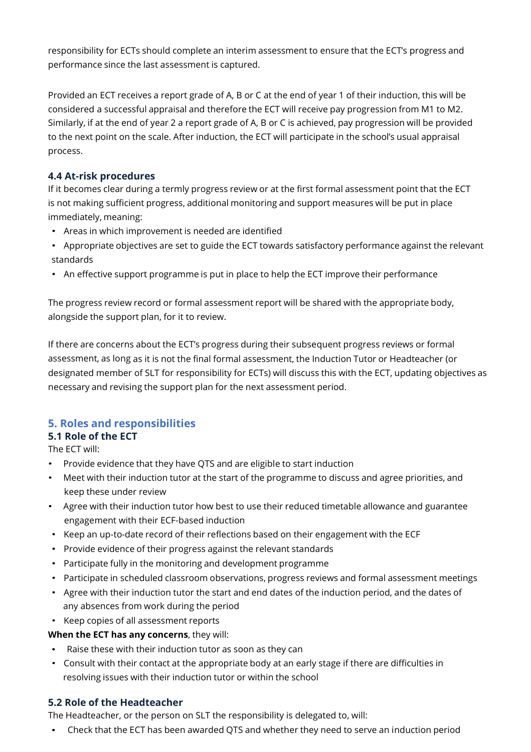responsibility for ECTs should complete an interim assessment to ensure that the ECT's progress and performance since the last assessment is captured.

Provided an ECT receives a report grade of A, B or C at the end of year 1 of their induction, this will be considered a successful appraisal and therefore the ECT will receive pay progression from M1 to M2. Similarly, if at the end of year 2 a report grade of A, B or C is achieved, pay progression will be provided to the next point on the scale. After induction, the ECT will participate in the school's usual appraisal process.

### 4.4 At-risk procedures

If it becomes clear during a termly progress review or at the first formal assessment point that the ECT is not making sufficient progress, additional monitoring and support measures will be put in place immediately, meaning:

- Areas in which improvement is needed are identified
- Appropriate objectives are set to guide the ECT towards satisfactory performance against the relevant standards
- An effective support programme is put in place to help the ECT improve their performance

The progress review record or formal assessment report will be shared with the appropriate body, alongside the support plan, for it to review.

If there are concerns about the ECT's progress during their subsequent progress reviews or formal assessment, as long as it is not the final formal assessment, the Induction Tutor or Headteacher (or designated member of SLT for responsibility for ECTs) will discuss this with the ECT, updating objectives as necessary and revising the support plan for the next assessment period.

## 5. Roles and responsibilities

### 5.1 Role of the ECT

The ECT will:

- Provide evidence that they have QTS and are eligible to start induction
- Meet with their induction tutor at the start of the programme to discuss and agree priorities, and keep these under review
- Agree with their induction tutor how best to use their reduced timetable allowance and guarantee engagement with their ECF-based induction
- Keep an up-to-date record of their reflections based on their engagement with the ECF
- Provide evidence of their progress against the relevant standards
- Participate fully in the monitoring and development programme
- Participate in scheduled classroom observations, progress reviews and formal assessment meetings
- Agree with their induction tutor the start and end dates of the induction period, and the dates of any absences from work during the period
- Keep copies of all assessment reports

**When the ECT has any concerns**, they will:

- Raise these with their induction tutor as soon as they can
- Consult with their contact at the appropriate body at an early stage if there are difficulties in resolving issues with their induction tutor or within the school

### 5.2 Role of the Headteacher

The Headteacher, or the person on SLT the responsibility is delegated to, will:

- Check that the ECT has been awarded QTS and whether they need to serve an induction period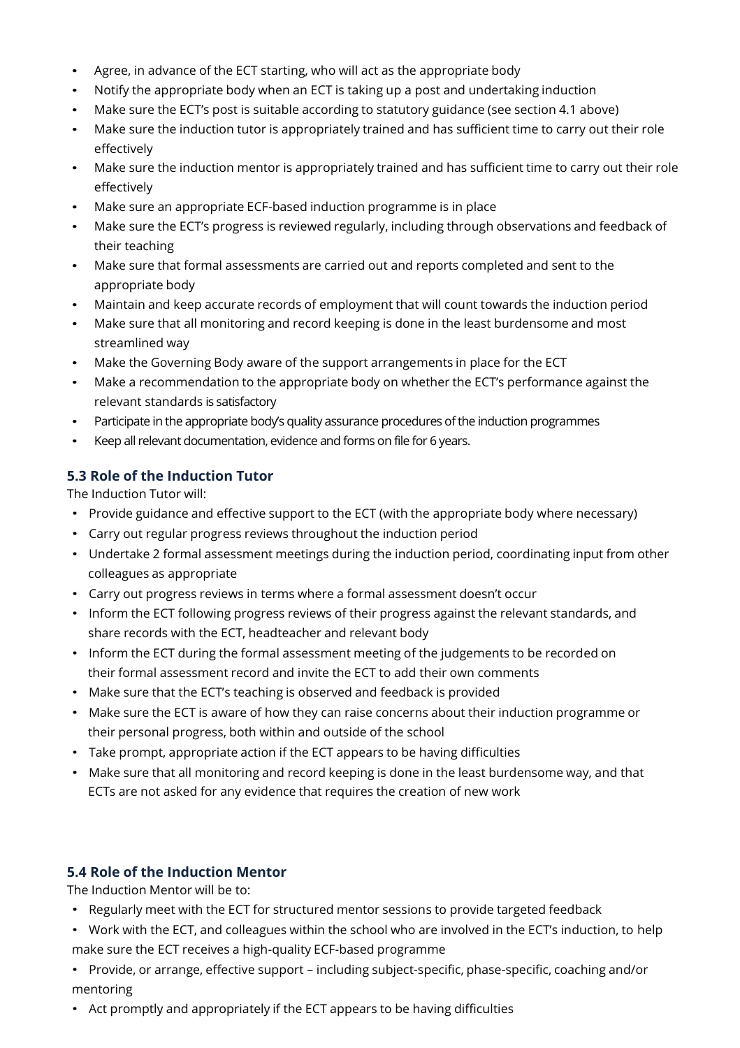- Agree, in advance of the ECT starting, who will act as the appropriate body
- Notify the appropriate body when an ECT is taking up a post and undertaking induction
- Make sure the ECT's post is suitable according to statutory guidance (see section 4.1 above)
- Make sure the induction tutor is appropriately trained and has sufficient time to carry out their role effectively
- Make sure the induction mentor is appropriately trained and has sufficient time to carry out their role effectively
- Make sure an appropriate ECF-based induction programme is in place
- Make sure the ECT's progress is reviewed regularly, including through observations and feedback of their teaching
- Make sure that formal assessments are carried out and reports completed and sent to the appropriate body
- Maintain and keep accurate records of employment that will count towards the induction period
- Make sure that all monitoring and record keeping is done in the least burdensome and most streamlined way
- Make the Governing Body aware of the support arrangements in place for the ECT
- Make a recommendation to the appropriate body on whether the ECT's performance against the relevant standards is satisfactory
- Participate in the appropriate body's quality assurance procedures of the induction programmes
- Keep all relevant documentation, evidence and forms on file for 6 years.

### 5.3 Role of the Induction Tutor

The Induction Tutor will:

- Provide guidance and effective support to the ECT (with the appropriate body where necessary)
- Carry out regular progress reviews throughout the induction period
- Undertake 2 formal assessment meetings during the induction period, coordinating input from other colleagues as appropriate
- Carry out progress reviews in terms where a formal assessment doesn't occur
- Inform the ECT following progress reviews of their progress against the relevant standards, and share records with the ECT, headteacher and relevant body
- Inform the ECT during the formal assessment meeting of the judgements to be recorded on their formal assessment record and invite the ECT to add their own comments
- Make sure that the ECT's teaching is observed and feedback is provided
- Make sure the ECT is aware of how they can raise concerns about their induction programme or their personal progress, both within and outside of the school
- Take prompt, appropriate action if the ECT appears to be having difficulties
- Make sure that all monitoring and record keeping is done in the least burdensome way, and that ECTs are not asked for any evidence that requires the creation of new work

### 5.4 Role of the Induction Mentor

The Induction Mentor will be to:

- Regularly meet with the ECT for structured mentor sessions to provide targeted feedback
- Work with the ECT, and colleagues within the school who are involved in the ECT's induction, to help make sure the ECT receives a high-quality ECF-based programme
- Provide, or arrange, effective support – including subject-specific, phase-specific, coaching and/or mentoring
- Act promptly and appropriately if the ECT appears to be having difficulties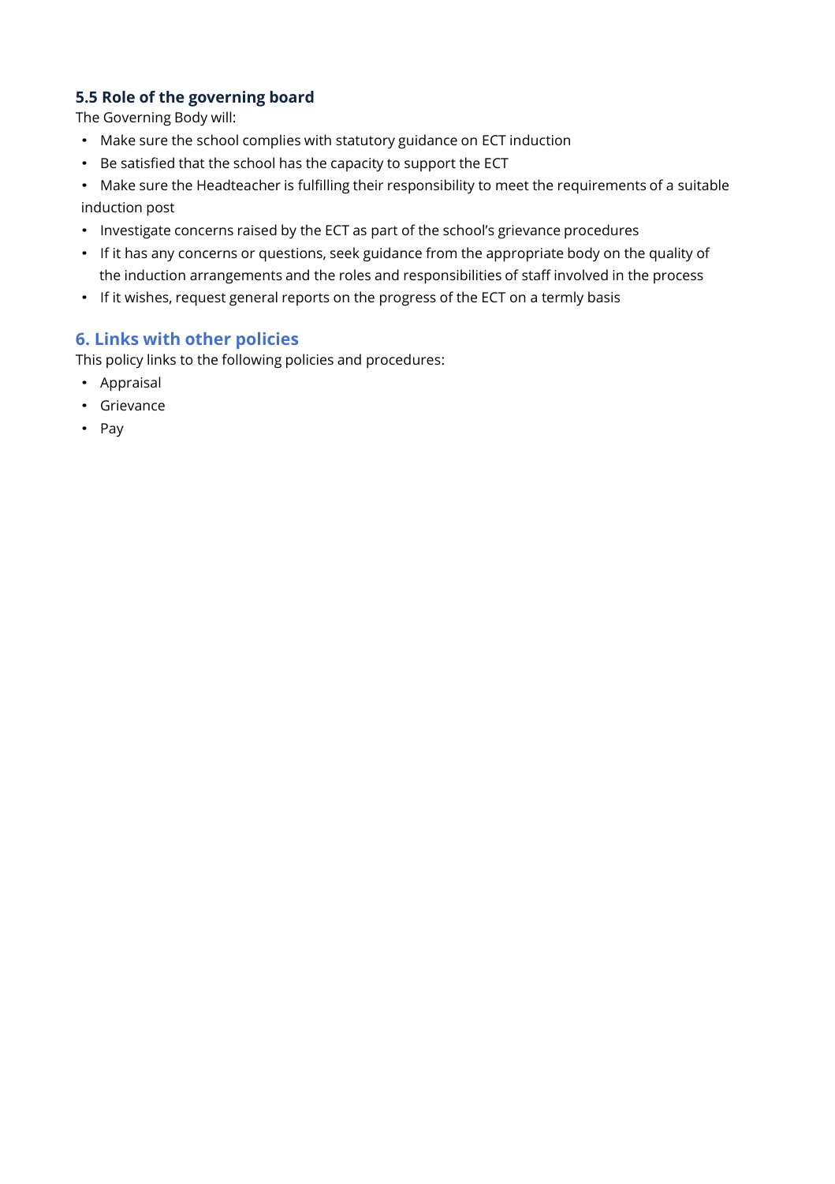### 5.5 Role of the governing board

The Governing Body will:

- Make sure the school complies with statutory guidance on ECT induction
- Be satisfied that the school has the capacity to support the ECT
- Make sure the Headteacher is fulfilling their responsibility to meet the requirements of a suitable induction post
- Investigate concerns raised by the ECT as part of the school's grievance procedures
- If it has any concerns or questions, seek guidance from the appropriate body on the quality of the induction arrangements and the roles and responsibilities of staff involved in the process
- If it wishes, request general reports on the progress of the ECT on a termly basis

## 6. Links with other policies

This policy links to the following policies and procedures:

- Appraisal
- Grievance
- Pay